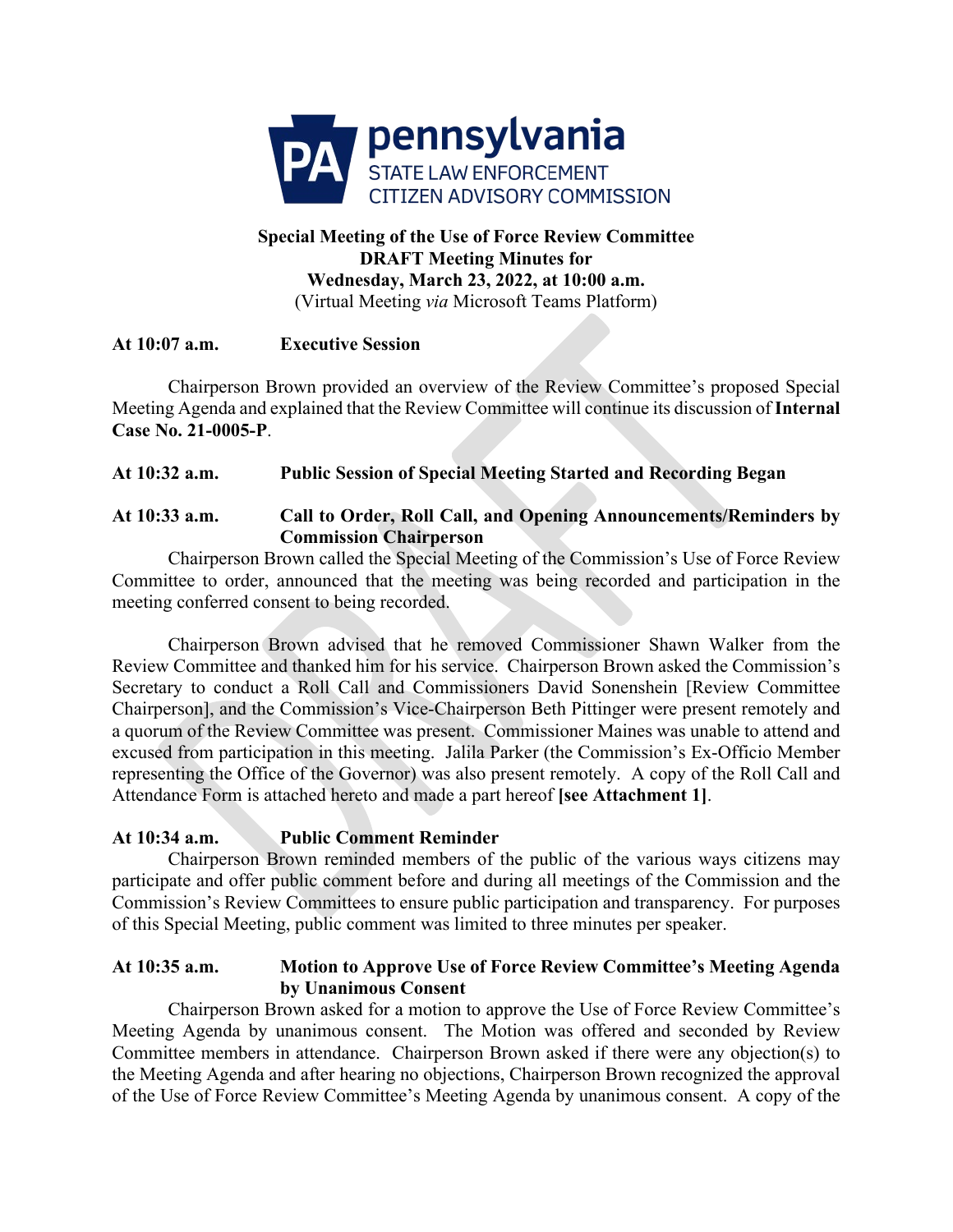pennsylvania
STATE LAW ENFORCEMENT
CITIZEN ADVISORY COMMISSION

**Special Meeting of the Use of Force Review Committee**
**DRAFT Meeting Minutes for**
**Wednesday, March 23, 2022, at 10:00 a.m.**
(Virtual Meeting *via* Microsoft Teams Platform)

**At 10:07 a.m. Executive Session**

Chairperson Brown provided an overview of the Review Committee's proposed Special Meeting Agenda and explained that the Review Committee will continue its discussion of **Internal Case No. 21-0005-P**.

**At 10:32 a.m. Public Session of Special Meeting Started and Recording Began**

**At 10:33 a.m. Call to Order, Roll Call, and Opening Announcements/Reminders by Commission Chairperson**

Chairperson Brown called the Special Meeting of the Commission's Use of Force Review Committee to order, announced that the meeting was being recorded and participation in the meeting conferred consent to being recorded.

Chairperson Brown advised that he removed Commissioner Shawn Walker from the Review Committee and thanked him for his service. Chairperson Brown asked the Commission's Secretary to conduct a Roll Call and Commissioners David Sonenshein [Review Committee Chairperson], and the Commission's Vice-Chairperson Beth Pittinger were present remotely and a quorum of the Review Committee was present. Commissioner Maines was unable to attend and excused from participation in this meeting. Jalila Parker (the Commission's Ex-Officio Member representing the Office of the Governor) was also present remotely. A copy of the Roll Call and Attendance Form is attached hereto and made a part hereof **[see Attachment 1]**.

**At 10:34 a.m. Public Comment Reminder**

Chairperson Brown reminded members of the public of the various ways citizens may participate and offer public comment before and during all meetings of the Commission and the Commission's Review Committees to ensure public participation and transparency. For purposes of this Special Meeting, public comment was limited to three minutes per speaker.

**At 10:35 a.m. Motion to Approve Use of Force Review Committee's Meeting Agenda by Unanimous Consent**

Chairperson Brown asked for a motion to approve the Use of Force Review Committee's Meeting Agenda by unanimous consent. The Motion was offered and seconded by Review Committee members in attendance. Chairperson Brown asked if there were any objection(s) to the Meeting Agenda and after hearing no objections, Chairperson Brown recognized the approval of the Use of Force Review Committee's Meeting Agenda by unanimous consent. A copy of the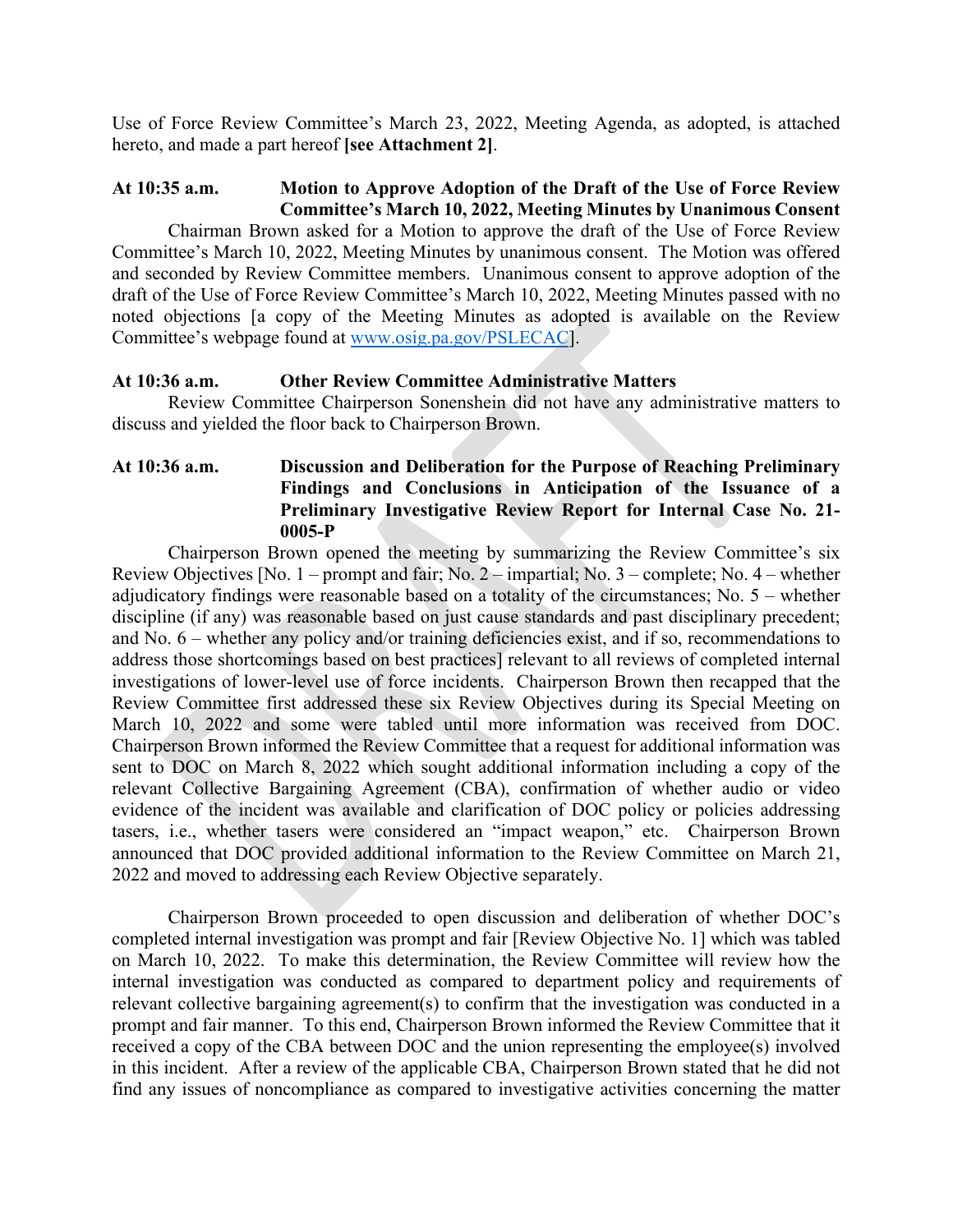Use of Force Review Committee's March 23, 2022, Meeting Agenda, as adopted, is attached hereto, and made a part hereof **[see Attachment 2]**.

**At 10:35 a.m. Motion to Approve Adoption of the Draft of the Use of Force Review Committee's March 10, 2022, Meeting Minutes by Unanimous Consent**

Chairman Brown asked for a Motion to approve the draft of the Use of Force Review Committee's March 10, 2022, Meeting Minutes by unanimous consent. The Motion was offered and seconded by Review Committee members. Unanimous consent to approve adoption of the draft of the Use of Force Review Committee's March 10, 2022, Meeting Minutes passed with no noted objections [a copy of the Meeting Minutes as adopted is available on the Review Committee's webpage found at www.osig.pa.gov/PSLECAC].

**At 10:36 a.m. Other Review Committee Administrative Matters**

Review Committee Chairperson Sonenshein did not have any administrative matters to discuss and yielded the floor back to Chairperson Brown.

**At 10:36 a.m. Discussion and Deliberation for the Purpose of Reaching Preliminary Findings and Conclusions in Anticipation of the Issuance of a Preliminary Investigative Review Report for Internal Case No. 21-0005-P**

Chairperson Brown opened the meeting by summarizing the Review Committee's six Review Objectives [No. 1 – prompt and fair; No. 2 – impartial; No. 3 – complete; No. 4 – whether adjudicatory findings were reasonable based on a totality of the circumstances; No. 5 – whether discipline (if any) was reasonable based on just cause standards and past disciplinary precedent; and No. 6 – whether any policy and/or training deficiencies exist, and if so, recommendations to address those shortcomings based on best practices] relevant to all reviews of completed internal investigations of lower-level use of force incidents. Chairperson Brown then recapped that the Review Committee first addressed these six Review Objectives during its Special Meeting on March 10, 2022 and some were tabled until more information was received from DOC. Chairperson Brown informed the Review Committee that a request for additional information was sent to DOC on March 8, 2022 which sought additional information including a copy of the relevant Collective Bargaining Agreement (CBA), confirmation of whether audio or video evidence of the incident was available and clarification of DOC policy or policies addressing tasers, i.e., whether tasers were considered an "impact weapon," etc. Chairperson Brown announced that DOC provided additional information to the Review Committee on March 21, 2022 and moved to addressing each Review Objective separately.

Chairperson Brown proceeded to open discussion and deliberation of whether DOC's completed internal investigation was prompt and fair [Review Objective No. 1] which was tabled on March 10, 2022. To make this determination, the Review Committee will review how the internal investigation was conducted as compared to department policy and requirements of relevant collective bargaining agreement(s) to confirm that the investigation was conducted in a prompt and fair manner. To this end, Chairperson Brown informed the Review Committee that it received a copy of the CBA between DOC and the union representing the employee(s) involved in this incident. After a review of the applicable CBA, Chairperson Brown stated that he did not find any issues of noncompliance as compared to investigative activities concerning the matter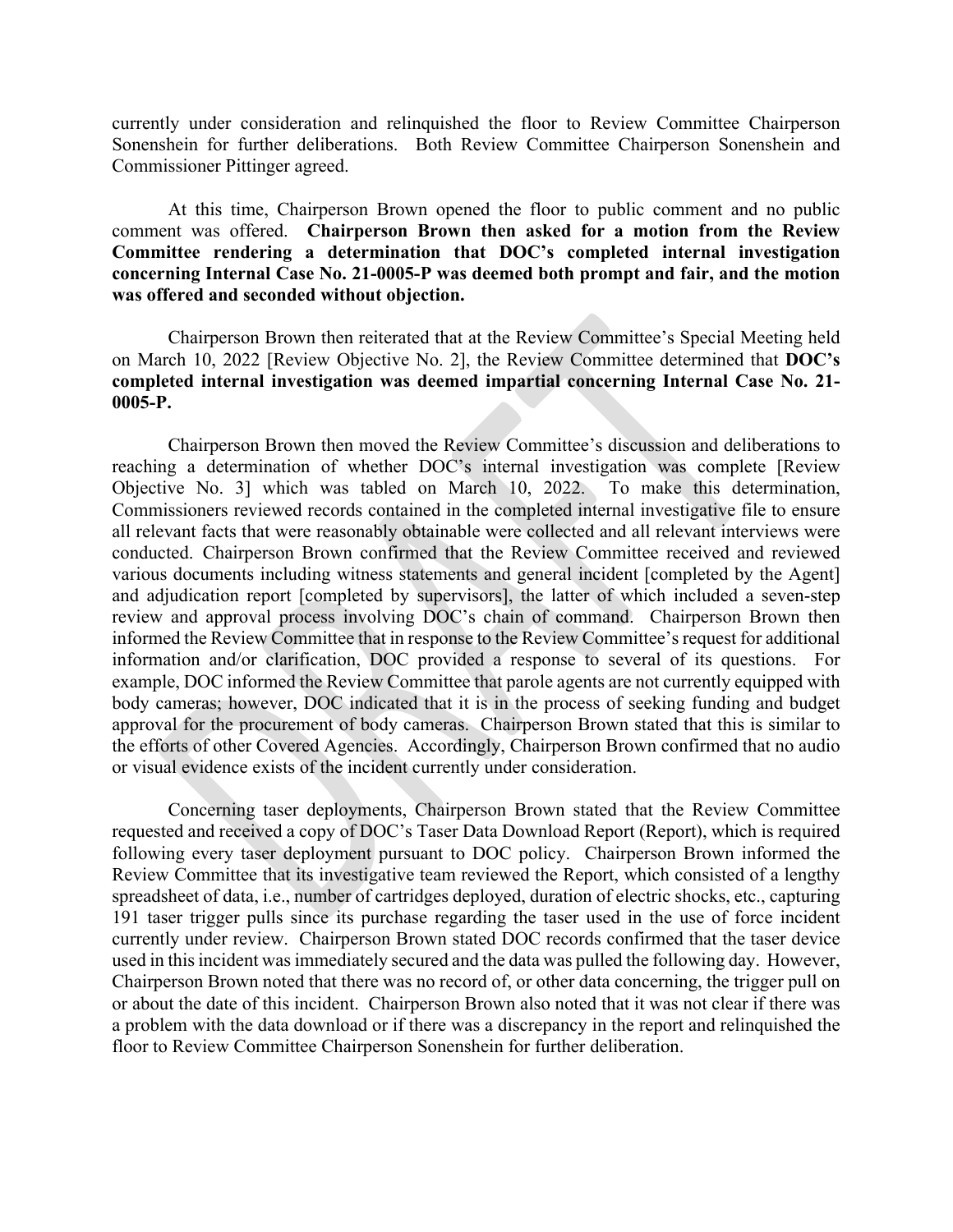currently under consideration and relinquished the floor to Review Committee Chairperson Sonenshein for further deliberations. Both Review Committee Chairperson Sonenshein and Commissioner Pittinger agreed.

At this time, Chairperson Brown opened the floor to public comment and no public comment was offered. **Chairperson Brown then asked for a motion from the Review Committee rendering a determination that DOC's completed internal investigation concerning Internal Case No. 21-0005-P was deemed both prompt and fair, and the motion was offered and seconded without objection.**

Chairperson Brown then reiterated that at the Review Committee's Special Meeting held on March 10, 2022 [Review Objective No. 2], the Review Committee determined that **DOC's completed internal investigation was deemed impartial concerning Internal Case No. 21-0005-P.**

Chairperson Brown then moved the Review Committee's discussion and deliberations to reaching a determination of whether DOC's internal investigation was complete [Review Objective No. 3] which was tabled on March 10, 2022. To make this determination, Commissioners reviewed records contained in the completed internal investigative file to ensure all relevant facts that were reasonably obtainable were collected and all relevant interviews were conducted. Chairperson Brown confirmed that the Review Committee received and reviewed various documents including witness statements and general incident [completed by the Agent] and adjudication report [completed by supervisors], the latter of which included a seven-step review and approval process involving DOC's chain of command. Chairperson Brown then informed the Review Committee that in response to the Review Committee's request for additional information and/or clarification, DOC provided a response to several of its questions. For example, DOC informed the Review Committee that parole agents are not currently equipped with body cameras; however, DOC indicated that it is in the process of seeking funding and budget approval for the procurement of body cameras. Chairperson Brown stated that this is similar to the efforts of other Covered Agencies. Accordingly, Chairperson Brown confirmed that no audio or visual evidence exists of the incident currently under consideration.

Concerning taser deployments, Chairperson Brown stated that the Review Committee requested and received a copy of DOC's Taser Data Download Report (Report), which is required following every taser deployment pursuant to DOC policy. Chairperson Brown informed the Review Committee that its investigative team reviewed the Report, which consisted of a lengthy spreadsheet of data, i.e., number of cartridges deployed, duration of electric shocks, etc., capturing 191 taser trigger pulls since its purchase regarding the taser used in the use of force incident currently under review. Chairperson Brown stated DOC records confirmed that the taser device used in this incident was immediately secured and the data was pulled the following day. However, Chairperson Brown noted that there was no record of, or other data concerning, the trigger pull on or about the date of this incident. Chairperson Brown also noted that it was not clear if there was a problem with the data download or if there was a discrepancy in the report and relinquished the floor to Review Committee Chairperson Sonenshein for further deliberation.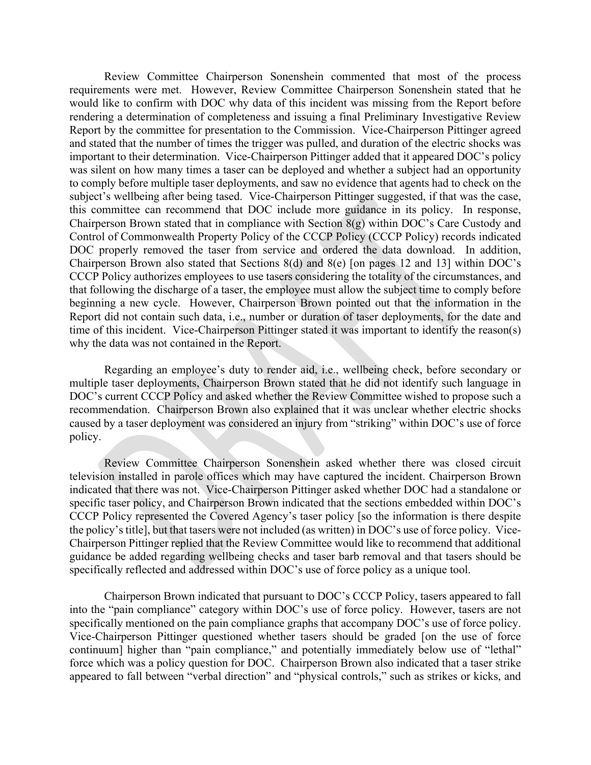Review Committee Chairperson Sonenshein commented that most of the process requirements were met. However, Review Committee Chairperson Sonenshein stated that he would like to confirm with DOC why data of this incident was missing from the Report before rendering a determination of completeness and issuing a final Preliminary Investigative Review Report by the committee for presentation to the Commission. Vice-Chairperson Pittinger agreed and stated that the number of times the trigger was pulled, and duration of the electric shocks was important to their determination. Vice-Chairperson Pittinger added that it appeared DOC's policy was silent on how many times a taser can be deployed and whether a subject had an opportunity to comply before multiple taser deployments, and saw no evidence that agents had to check on the subject's wellbeing after being tased. Vice-Chairperson Pittinger suggested, if that was the case, this committee can recommend that DOC include more guidance in its policy. In response, Chairperson Brown stated that in compliance with Section 8(g) within DOC's Care Custody and Control of Commonwealth Property Policy of the CCCP Policy (CCCP Policy) records indicated DOC properly removed the taser from service and ordered the data download. In addition, Chairperson Brown also stated that Sections 8(d) and 8(e) [on pages 12 and 13] within DOC's CCCP Policy authorizes employees to use tasers considering the totality of the circumstances, and that following the discharge of a taser, the employee must allow the subject time to comply before beginning a new cycle. However, Chairperson Brown pointed out that the information in the Report did not contain such data, i.e., number or duration of taser deployments, for the date and time of this incident. Vice-Chairperson Pittinger stated it was important to identify the reason(s) why the data was not contained in the Report.

Regarding an employee's duty to render aid, i.e., wellbeing check, before secondary or multiple taser deployments, Chairperson Brown stated that he did not identify such language in DOC's current CCCP Policy and asked whether the Review Committee wished to propose such a recommendation. Chairperson Brown also explained that it was unclear whether electric shocks caused by a taser deployment was considered an injury from "striking" within DOC's use of force policy.

Review Committee Chairperson Sonenshein asked whether there was closed circuit television installed in parole offices which may have captured the incident. Chairperson Brown indicated that there was not. Vice-Chairperson Pittinger asked whether DOC had a standalone or specific taser policy, and Chairperson Brown indicated that the sections embedded within DOC's CCCP Policy represented the Covered Agency's taser policy [so the information is there despite the policy's title], but that tasers were not included (as written) in DOC's use of force policy. Vice-Chairperson Pittinger replied that the Review Committee would like to recommend that additional guidance be added regarding wellbeing checks and taser barb removal and that tasers should be specifically reflected and addressed within DOC's use of force policy as a unique tool.

Chairperson Brown indicated that pursuant to DOC's CCCP Policy, tasers appeared to fall into the "pain compliance" category within DOC's use of force policy. However, tasers are not specifically mentioned on the pain compliance graphs that accompany DOC's use of force policy. Vice-Chairperson Pittinger questioned whether tasers should be graded [on the use of force continuum] higher than "pain compliance," and potentially immediately below use of "lethal" force which was a policy question for DOC. Chairperson Brown also indicated that a taser strike appeared to fall between "verbal direction" and "physical controls," such as strikes or kicks, and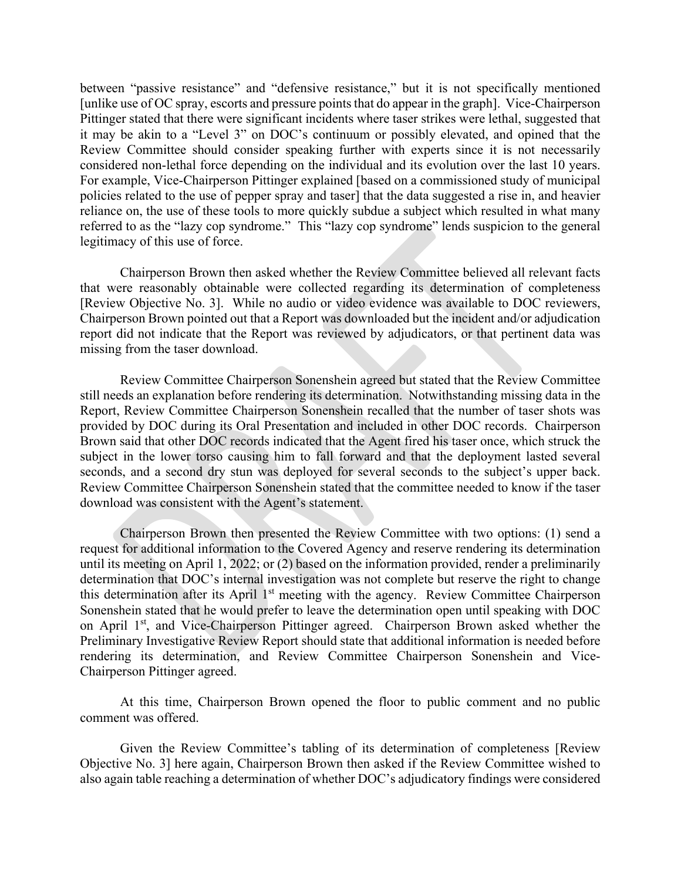between "passive resistance" and "defensive resistance," but it is not specifically mentioned [unlike use of OC spray, escorts and pressure points that do appear in the graph]. Vice-Chairperson Pittinger stated that there were significant incidents where taser strikes were lethal, suggested that it may be akin to a "Level 3" on DOC's continuum or possibly elevated, and opined that the Review Committee should consider speaking further with experts since it is not necessarily considered non-lethal force depending on the individual and its evolution over the last 10 years. For example, Vice-Chairperson Pittinger explained [based on a commissioned study of municipal policies related to the use of pepper spray and taser] that the data suggested a rise in, and heavier reliance on, the use of these tools to more quickly subdue a subject which resulted in what many referred to as the "lazy cop syndrome." This "lazy cop syndrome" lends suspicion to the general legitimacy of this use of force.

Chairperson Brown then asked whether the Review Committee believed all relevant facts that were reasonably obtainable were collected regarding its determination of completeness [Review Objective No. 3]. While no audio or video evidence was available to DOC reviewers, Chairperson Brown pointed out that a Report was downloaded but the incident and/or adjudication report did not indicate that the Report was reviewed by adjudicators, or that pertinent data was missing from the taser download.

Review Committee Chairperson Sonenshein agreed but stated that the Review Committee still needs an explanation before rendering its determination. Notwithstanding missing data in the Report, Review Committee Chairperson Sonenshein recalled that the number of taser shots was provided by DOC during its Oral Presentation and included in other DOC records. Chairperson Brown said that other DOC records indicated that the Agent fired his taser once, which struck the subject in the lower torso causing him to fall forward and that the deployment lasted several seconds, and a second dry stun was deployed for several seconds to the subject's upper back. Review Committee Chairperson Sonenshein stated that the committee needed to know if the taser download was consistent with the Agent's statement.

Chairperson Brown then presented the Review Committee with two options: (1) send a request for additional information to the Covered Agency and reserve rendering its determination until its meeting on April 1, 2022; or (2) based on the information provided, render a preliminarily determination that DOC's internal investigation was not complete but reserve the right to change this determination after its April 1st meeting with the agency. Review Committee Chairperson Sonenshein stated that he would prefer to leave the determination open until speaking with DOC on April 1st, and Vice-Chairperson Pittinger agreed. Chairperson Brown asked whether the Preliminary Investigative Review Report should state that additional information is needed before rendering its determination, and Review Committee Chairperson Sonenshein and Vice-Chairperson Pittinger agreed.

At this time, Chairperson Brown opened the floor to public comment and no public comment was offered.

Given the Review Committee's tabling of its determination of completeness [Review Objective No. 3] here again, Chairperson Brown then asked if the Review Committee wished to also again table reaching a determination of whether DOC's adjudicatory findings were considered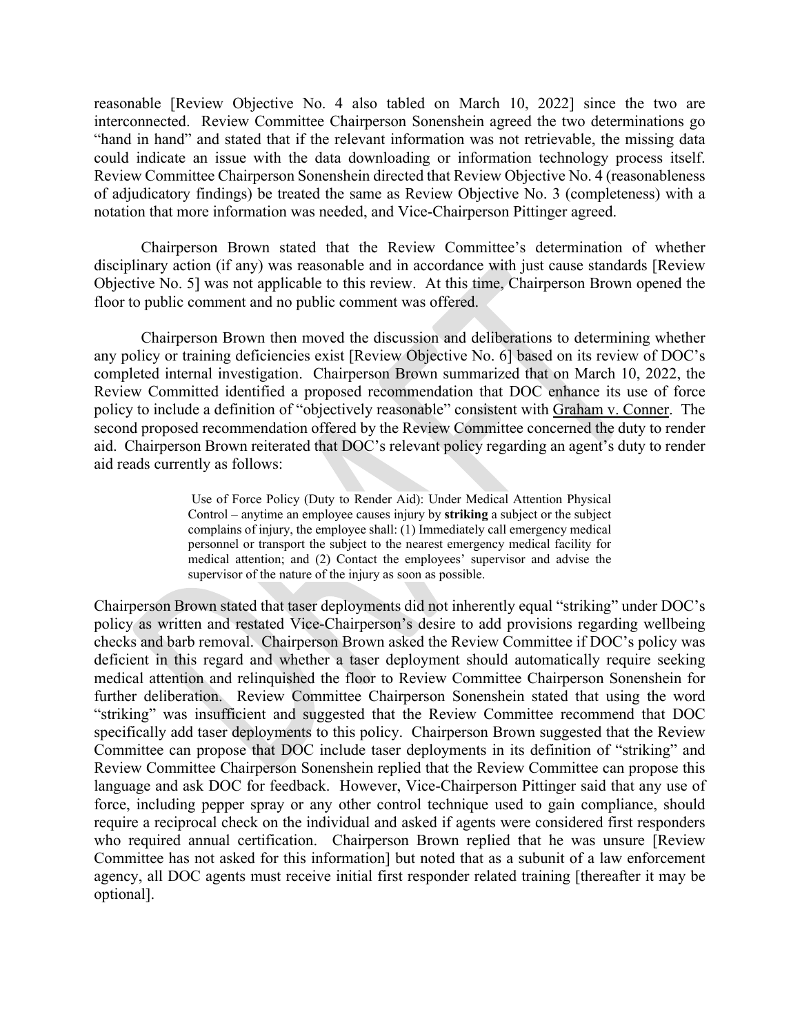reasonable [Review Objective No. 4 also tabled on March 10, 2022] since the two are interconnected. Review Committee Chairperson Sonenshein agreed the two determinations go "hand in hand" and stated that if the relevant information was not retrievable, the missing data could indicate an issue with the data downloading or information technology process itself. Review Committee Chairperson Sonenshein directed that Review Objective No. 4 (reasonableness of adjudicatory findings) be treated the same as Review Objective No. 3 (completeness) with a notation that more information was needed, and Vice-Chairperson Pittinger agreed.

Chairperson Brown stated that the Review Committee's determination of whether disciplinary action (if any) was reasonable and in accordance with just cause standards [Review Objective No. 5] was not applicable to this review. At this time, Chairperson Brown opened the floor to public comment and no public comment was offered.

Chairperson Brown then moved the discussion and deliberations to determining whether any policy or training deficiencies exist [Review Objective No. 6] based on its review of DOC's completed internal investigation. Chairperson Brown summarized that on March 10, 2022, the Review Committed identified a proposed recommendation that DOC enhance its use of force policy to include a definition of "objectively reasonable" consistent with Graham v. Conner. The second proposed recommendation offered by the Review Committee concerned the duty to render aid. Chairperson Brown reiterated that DOC's relevant policy regarding an agent's duty to render aid reads currently as follows:

> Use of Force Policy (Duty to Render Aid): Under Medical Attention Physical Control – anytime an employee causes injury by **striking** a subject or the subject complains of injury, the employee shall: (1) Immediately call emergency medical personnel or transport the subject to the nearest emergency medical facility for medical attention; and (2) Contact the employees' supervisor and advise the supervisor of the nature of the injury as soon as possible.

Chairperson Brown stated that taser deployments did not inherently equal "striking" under DOC's policy as written and restated Vice-Chairperson's desire to add provisions regarding wellbeing checks and barb removal. Chairperson Brown asked the Review Committee if DOC's policy was deficient in this regard and whether a taser deployment should automatically require seeking medical attention and relinquished the floor to Review Committee Chairperson Sonenshein for further deliberation. Review Committee Chairperson Sonenshein stated that using the word "striking" was insufficient and suggested that the Review Committee recommend that DOC specifically add taser deployments to this policy. Chairperson Brown suggested that the Review Committee can propose that DOC include taser deployments in its definition of "striking" and Review Committee Chairperson Sonenshein replied that the Review Committee can propose this language and ask DOC for feedback. However, Vice-Chairperson Pittinger said that any use of force, including pepper spray or any other control technique used to gain compliance, should require a reciprocal check on the individual and asked if agents were considered first responders who required annual certification. Chairperson Brown replied that he was unsure [Review Committee has not asked for this information] but noted that as a subunit of a law enforcement agency, all DOC agents must receive initial first responder related training [thereafter it may be optional].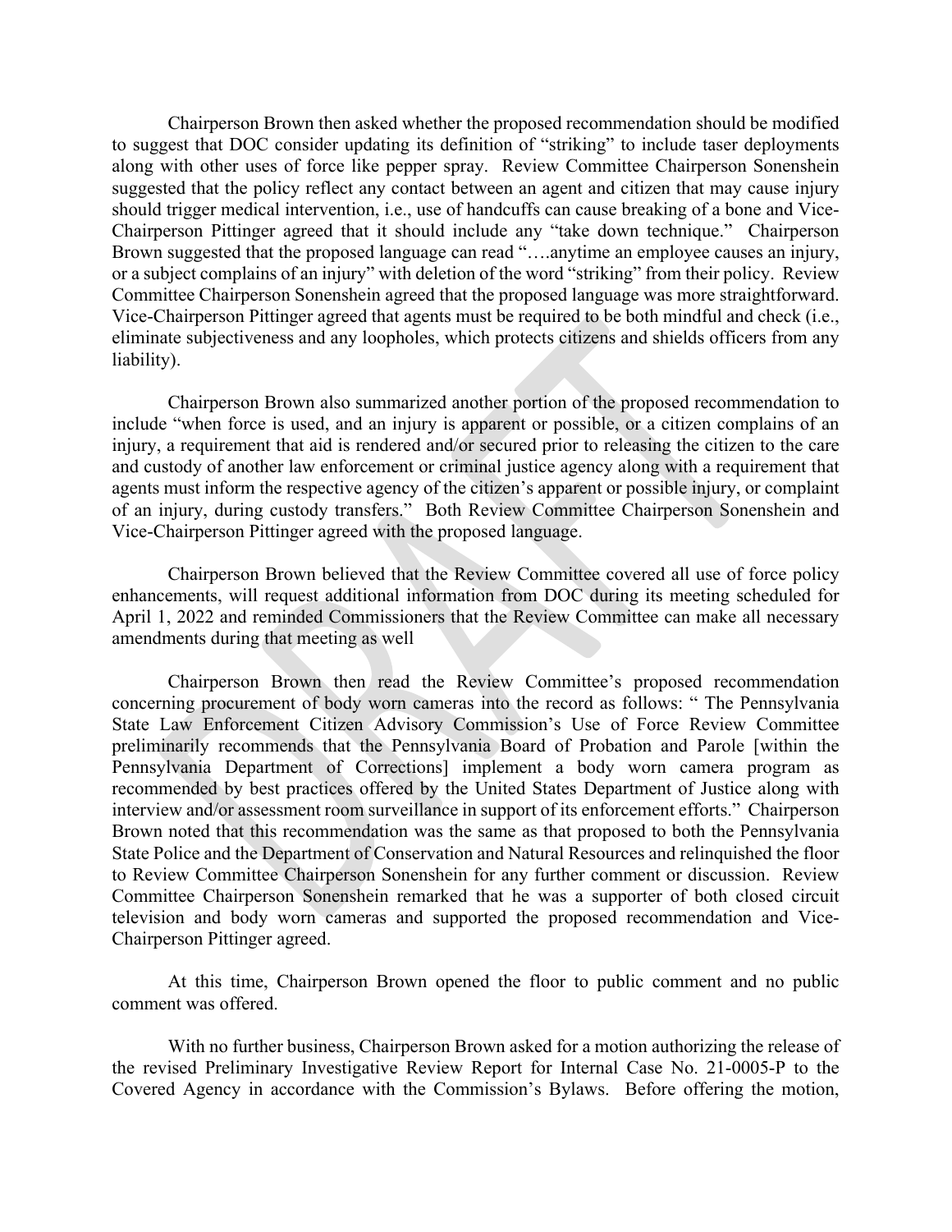Chairperson Brown then asked whether the proposed recommendation should be modified to suggest that DOC consider updating its definition of "striking" to include taser deployments along with other uses of force like pepper spray. Review Committee Chairperson Sonenshein suggested that the policy reflect any contact between an agent and citizen that may cause injury should trigger medical intervention, i.e., use of handcuffs can cause breaking of a bone and Vice-Chairperson Pittinger agreed that it should include any "take down technique." Chairperson Brown suggested that the proposed language can read "….anytime an employee causes an injury, or a subject complains of an injury" with deletion of the word "striking" from their policy. Review Committee Chairperson Sonenshein agreed that the proposed language was more straightforward. Vice-Chairperson Pittinger agreed that agents must be required to be both mindful and check (i.e., eliminate subjectiveness and any loopholes, which protects citizens and shields officers from any liability).

Chairperson Brown also summarized another portion of the proposed recommendation to include "when force is used, and an injury is apparent or possible, or a citizen complains of an injury, a requirement that aid is rendered and/or secured prior to releasing the citizen to the care and custody of another law enforcement or criminal justice agency along with a requirement that agents must inform the respective agency of the citizen's apparent or possible injury, or complaint of an injury, during custody transfers." Both Review Committee Chairperson Sonenshein and Vice-Chairperson Pittinger agreed with the proposed language.

Chairperson Brown believed that the Review Committee covered all use of force policy enhancements, will request additional information from DOC during its meeting scheduled for April 1, 2022 and reminded Commissioners that the Review Committee can make all necessary amendments during that meeting as well

Chairperson Brown then read the Review Committee's proposed recommendation concerning procurement of body worn cameras into the record as follows: " The Pennsylvania State Law Enforcement Citizen Advisory Commission's Use of Force Review Committee preliminarily recommends that the Pennsylvania Board of Probation and Parole [within the Pennsylvania Department of Corrections] implement a body worn camera program as recommended by best practices offered by the United States Department of Justice along with interview and/or assessment room surveillance in support of its enforcement efforts." Chairperson Brown noted that this recommendation was the same as that proposed to both the Pennsylvania State Police and the Department of Conservation and Natural Resources and relinquished the floor to Review Committee Chairperson Sonenshein for any further comment or discussion. Review Committee Chairperson Sonenshein remarked that he was a supporter of both closed circuit television and body worn cameras and supported the proposed recommendation and Vice-Chairperson Pittinger agreed.

At this time, Chairperson Brown opened the floor to public comment and no public comment was offered.

With no further business, Chairperson Brown asked for a motion authorizing the release of the revised Preliminary Investigative Review Report for Internal Case No. 21-0005-P to the Covered Agency in accordance with the Commission's Bylaws. Before offering the motion,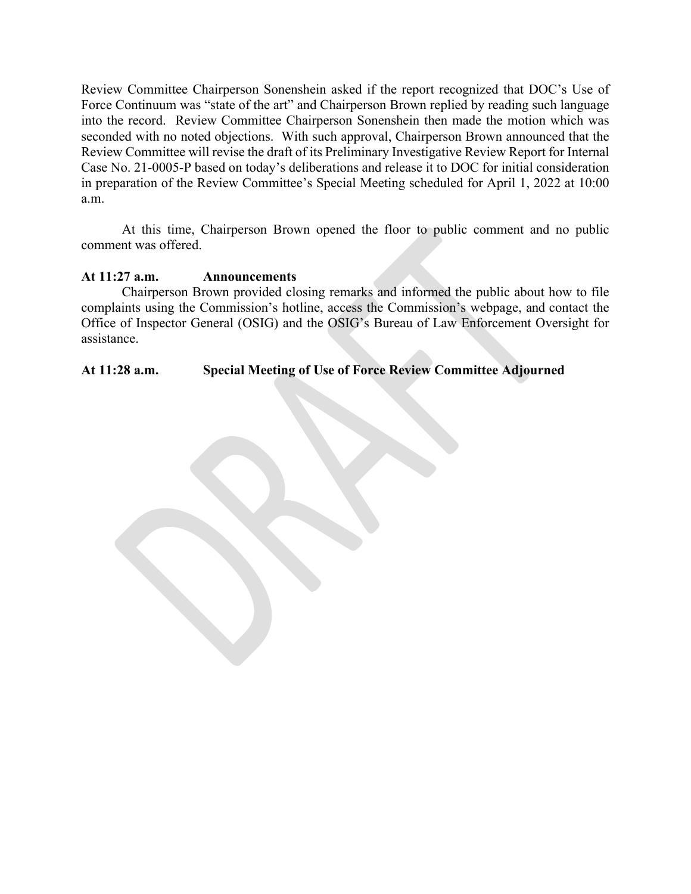Review Committee Chairperson Sonenshein asked if the report recognized that DOC's Use of Force Continuum was "state of the art" and Chairperson Brown replied by reading such language into the record. Review Committee Chairperson Sonenshein then made the motion which was seconded with no noted objections. With such approval, Chairperson Brown announced that the Review Committee will revise the draft of its Preliminary Investigative Review Report for Internal Case No. 21-0005-P based on today's deliberations and release it to DOC for initial consideration in preparation of the Review Committee's Special Meeting scheduled for April 1, 2022 at 10:00 a.m.

At this time, Chairperson Brown opened the floor to public comment and no public comment was offered.

**At 11:27 a.m. Announcements**

Chairperson Brown provided closing remarks and informed the public about how to file complaints using the Commission's hotline, access the Commission's webpage, and contact the Office of Inspector General (OSIG) and the OSIG's Bureau of Law Enforcement Oversight for assistance.

**At 11:28 a.m. Special Meeting of Use of Force Review Committee Adjourned**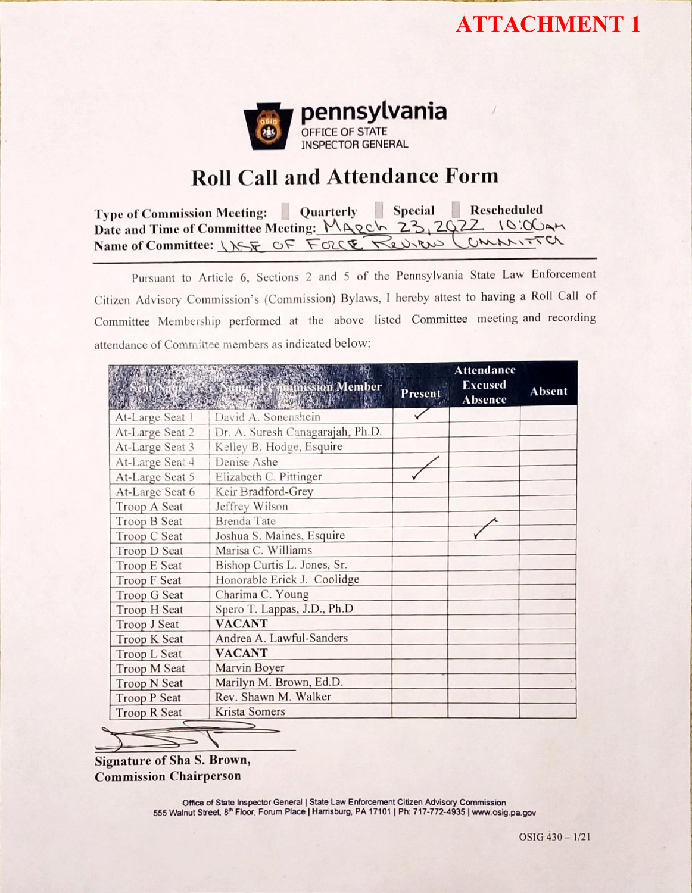# ATTACHMENT 1

pennsylvania
OFFICE OF STATE INSPECTOR GENERAL

## Roll Call and Attendance Form

**Type of Commission Meeting:** ☐ Quarterly ☐ Special ☐ Rescheduled
**Date and Time of Committee Meeting:** March 23, 2022 10:00AM
**Name of Committee:** Use of Force Review Committee

Pursuant to Article 6, Sections 2 and 5 of the Pennsylvania State Law Enforcement Citizen Advisory Commission's (Commission) Bylaws, I hereby attest to having a Roll Call of Committee Membership performed at the above listed Committee meeting and recording attendance of Committee members as indicated below:

| Seat Name | Name of Commission Member | Attendance | | |
|---|---|---|---|---|
| | | Present | Excused Absence | Absent |
| At-Large Seat 1 | David A. Sonenshein | ✓ | | |
| At-Large Seat 2 | Dr. A. Suresh Canagarajah, Ph.D. | | | |
| At-Large Seat 3 | Kelley B. Hodge, Esquire | | | |
| At-Large Seat 4 | Denise Ashe | ✓ | | |
| At-Large Seat 5 | Elizabeth C. Pittinger | ✓ | | |
| At-Large Seat 6 | Keir Bradford-Grey | | | |
| Troop A Seat | Jeffrey Wilson | | | |
| Troop B Seat | Brenda Tate | | ✓ | |
| Troop C Seat | Joshua S. Maines, Esquire | | ✓ | |
| Troop D Seat | Marisa C. Williams | | | |
| Troop E Seat | Bishop Curtis L. Jones, Sr. | | | |
| Troop F Seat | Honorable Erick J. Coolidge | | | |
| Troop G Seat | Charima C. Young | | | |
| Troop H Seat | Spero T. Lappas, J.D., Ph.D | | | |
| Troop J Seat | **VACANT** | | | |
| Troop K Seat | Andrea A. Lawful-Sanders | | | |
| Troop L Seat | **VACANT** | | | |
| Troop M Seat | Marvin Boyer | | | |
| Troop N Seat | Marilyn M. Brown, Ed.D. | | | |
| Troop P Seat | Rev. Shawn M. Walker | | | |
| Troop R Seat | Krista Somers | | | |

**Signature of Sha S. Brown, Commission Chairperson**

Office of State Inspector General | State Law Enforcement Citizen Advisory Commission
555 Walnut Street, 8th Floor, Forum Place | Harrisburg, PA 17101 | Ph: 717-772-4935 | www.osig.pa.gov

OSIG 430 – 1/21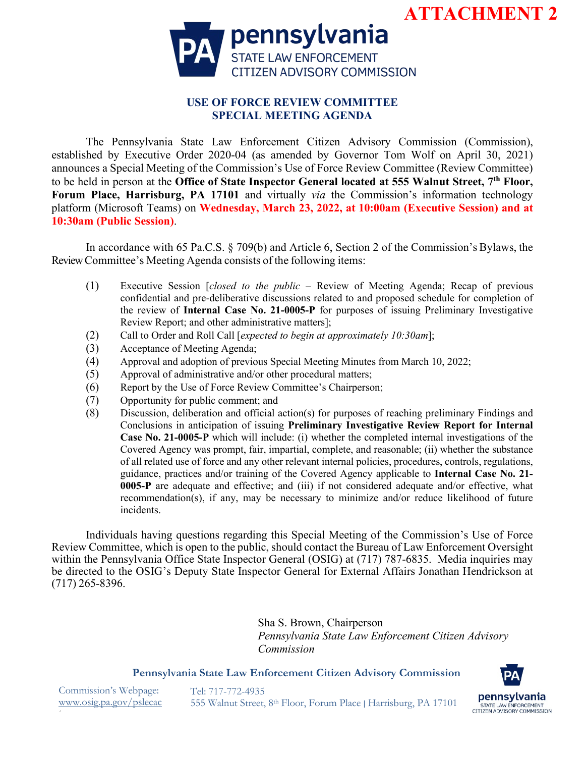**ATTACHMENT 2**

pennsylvania
STATE LAW ENFORCEMENT
CITIZEN ADVISORY COMMISSION

## USE OF FORCE REVIEW COMMITTEE
## SPECIAL MEETING AGENDA

The Pennsylvania State Law Enforcement Citizen Advisory Commission (Commission), established by Executive Order 2020-04 (as amended by Governor Tom Wolf on April 30, 2021) announces a Special Meeting of the Commission's Use of Force Review Committee (Review Committee) to be held in person at the **Office of State Inspector General located at 555 Walnut Street, 7th Floor, Forum Place, Harrisburg, PA 17101** and virtually *via* the Commission's information technology platform (Microsoft Teams) on **Wednesday, March 23, 2022, at 10:00am (Executive Session) and at 10:30am (Public Session)**.

In accordance with 65 Pa.C.S. § 709(b) and Article 6, Section 2 of the Commission's Bylaws, the Review Committee's Meeting Agenda consists of the following items:

(1) Executive Session [*closed to the public* – Review of Meeting Agenda; Recap of previous confidential and pre-deliberative discussions related to and proposed schedule for completion of the review of **Internal Case No. 21-0005-P** for purposes of issuing Preliminary Investigative Review Report; and other administrative matters];

(2) Call to Order and Roll Call [*expected to begin at approximately 10:30am*];

(3) Acceptance of Meeting Agenda;

(4) Approval and adoption of previous Special Meeting Minutes from March 10, 2022;

(5) Approval of administrative and/or other procedural matters;

(6) Report by the Use of Force Review Committee's Chairperson;

(7) Opportunity for public comment; and

(8) Discussion, deliberation and official action(s) for purposes of reaching preliminary Findings and Conclusions in anticipation of issuing **Preliminary Investigative Review Report for Internal Case No. 21-0005-P** which will include: (i) whether the completed internal investigations of the Covered Agency was prompt, fair, impartial, complete, and reasonable; (ii) whether the substance of all related use of force and any other relevant internal policies, procedures, controls, regulations, guidance, practices and/or training of the Covered Agency applicable to **Internal Case No. 21-0005-P** are adequate and effective; and (iii) if not considered adequate and/or effective, what recommendation(s), if any, may be necessary to minimize and/or reduce likelihood of future incidents.

Individuals having questions regarding this Special Meeting of the Commission's Use of Force Review Committee, which is open to the public, should contact the Bureau of Law Enforcement Oversight within the Pennsylvania Office State Inspector General (OSIG) at (717) 787-6835. Media inquiries may be directed to the OSIG's Deputy State Inspector General for External Affairs Jonathan Hendrickson at (717) 265-8396.

Sha S. Brown, Chairperson
*Pennsylvania State Law Enforcement Citizen Advisory Commission*

**Pennsylvania State Law Enforcement Citizen Advisory Commission**

Commission's Webpage: www.osig.pa.gov/pslecac
Tel: 717-772-4935
555 Walnut Street, 8th Floor, Forum Place | Harrisburg, PA 17101